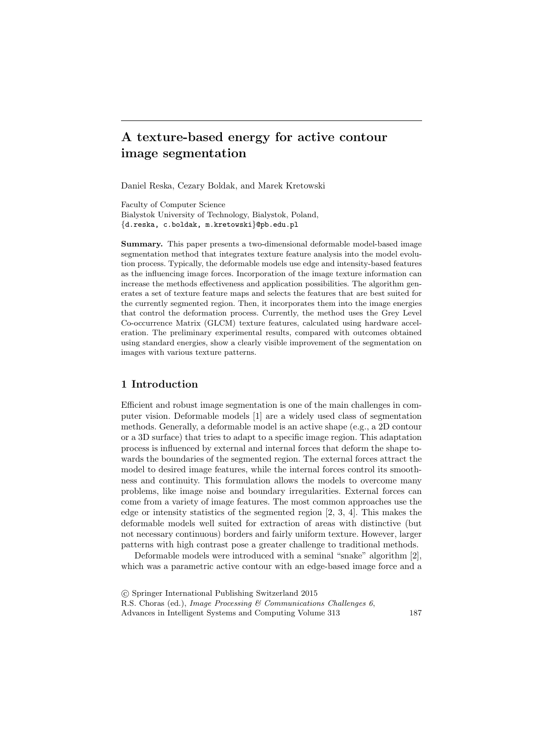# A texture-based energy for active contour image segmentation

Daniel Reska, Cezary Boldak, and Marek Kretowski

Faculty of Computer Science
Bialystok University of Technology, Bialystok, Poland,
{d.reska, c.boldak, m.kretowski}@pb.edu.pl

**Summary.** This paper presents a two-dimensional deformable model-based image segmentation method that integrates texture feature analysis into the model evolution process. Typically, the deformable models use edge and intensity-based features as the influencing image forces. Incorporation of the image texture information can increase the methods effectiveness and application possibilities. The algorithm generates a set of texture feature maps and selects the features that are best suited for the currently segmented region. Then, it incorporates them into the image energies that control the deformation process. Currently, the method uses the Grey Level Co-occurrence Matrix (GLCM) texture features, calculated using hardware acceleration. The preliminary experimental results, compared with outcomes obtained using standard energies, show a clearly visible improvement of the segmentation on images with various texture patterns.

## 1 Introduction

Efficient and robust image segmentation is one of the main challenges in computer vision. Deformable models [1] are a widely used class of segmentation methods. Generally, a deformable model is an active shape (e.g., a 2D contour or a 3D surface) that tries to adapt to a specific image region. This adaptation process is influenced by external and internal forces that deform the shape towards the boundaries of the segmented region. The external forces attract the model to desired image features, while the internal forces control its smoothness and continuity. This formulation allows the models to overcome many problems, like image noise and boundary irregularities. External forces can come from a variety of image features. The most common approaches use the edge or intensity statistics of the segmented region [2, 3, 4]. This makes the deformable models well suited for extraction of areas with distinctive (but not necessary continuous) borders and fairly uniform texture. However, larger patterns with high contrast pose a greater challenge to traditional methods.

Deformable models were introduced with a seminal "snake" algorithm [2], which was a parametric active contour with an edge-based image force and a

© Springer International Publishing Switzerland 2015
R.S. Choras (ed.), *Image Processing & Communications Challenges 6*,
Advances in Intelligent Systems and Computing Volume 313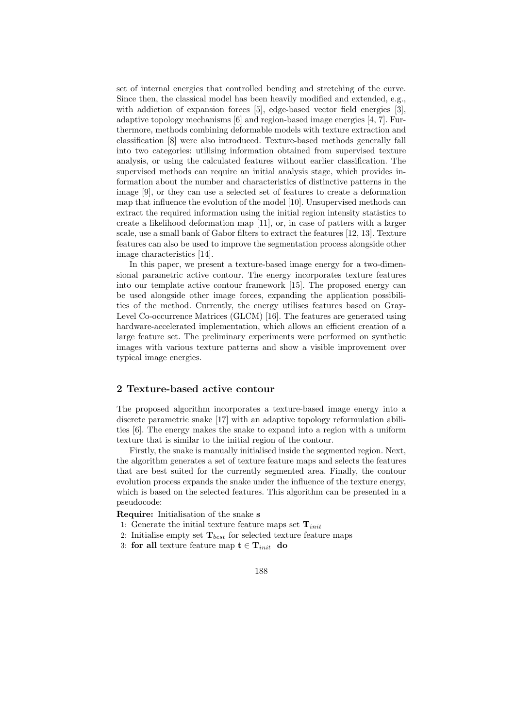set of internal energies that controlled bending and stretching of the curve. Since then, the classical model has been heavily modified and extended, e.g., with addiction of expansion forces [5], edge-based vector field energies [3], adaptive topology mechanisms [6] and region-based image energies [4, 7]. Furthermore, methods combining deformable models with texture extraction and classification [8] were also introduced. Texture-based methods generally fall into two categories: utilising information obtained from supervised texture analysis, or using the calculated features without earlier classification. The supervised methods can require an initial analysis stage, which provides information about the number and characteristics of distinctive patterns in the image [9], or they can use a selected set of features to create a deformation map that influence the evolution of the model [10]. Unsupervised methods can extract the required information using the initial region intensity statistics to create a likelihood deformation map [11], or, in case of patters with a larger scale, use a small bank of Gabor filters to extract the features [12, 13]. Texture features can also be used to improve the segmentation process alongside other image characteristics [14].

In this paper, we present a texture-based image energy for a two-dimensional parametric active contour. The energy incorporates texture features into our template active contour framework [15]. The proposed energy can be used alongside other image forces, expanding the application possibilities of the method. Currently, the energy utilises features based on Gray-Level Co-occurrence Matrices (GLCM) [16]. The features are generated using hardware-accelerated implementation, which allows an efficient creation of a large feature set. The preliminary experiments were performed on synthetic images with various texture patterns and show a visible improvement over typical image energies.

## 2 Texture-based active contour

The proposed algorithm incorporates a texture-based image energy into a discrete parametric snake [17] with an adaptive topology reformulation abilities [6]. The energy makes the snake to expand into a region with a uniform texture that is similar to the initial region of the contour.

Firstly, the snake is manually initialised inside the segmented region. Next, the algorithm generates a set of texture feature maps and selects the features that are best suited for the currently segmented area. Finally, the contour evolution process expands the snake under the influence of the texture energy, which is based on the selected features. This algorithm can be presented in a pseudocode:

**Require:** Initialisation of the snake $\mathbf{s}$

1: Generate the initial texture feature maps set $\mathbf{T}_{init}$
2: Initialise empty set $\mathbf{T}_{best}$ for selected texture feature maps
3: **for all** texture feature map $\mathbf{t} \in \mathbf{T}_{init}$ **do**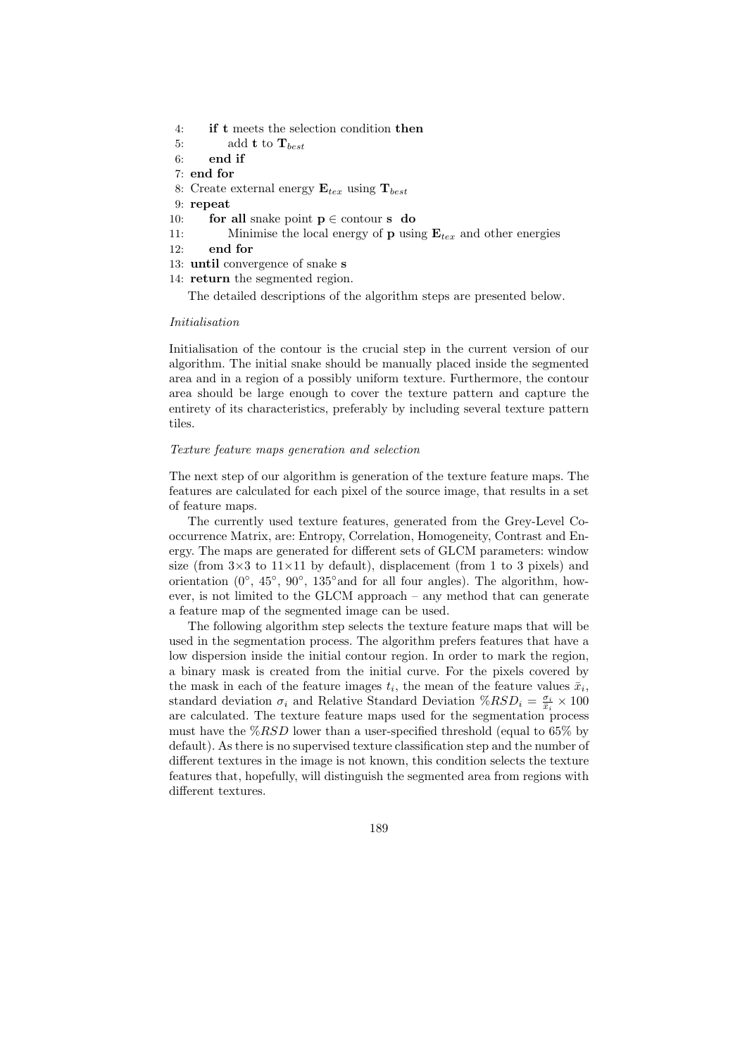4:     **if** **t** meets the selection condition **then**
5:         add **t** to $\mathbf{T}_{best}$
6:     **end if**
7: **end for**
8: Create external energy $\mathbf{E}_{tex}$ using $\mathbf{T}_{best}$
9: **repeat**
10:     **for all** snake point $\mathbf{p} \in$ contour **s** **do**
11:         Minimise the local energy of **p** using $\mathbf{E}_{tex}$ and other energies
12:     **end for**
13: **until** convergence of snake **s**
14: **return** the segmented region.

The detailed descriptions of the algorithm steps are presented below.

*Initialisation*

Initialisation of the contour is the crucial step in the current version of our algorithm. The initial snake should be manually placed inside the segmented area and in a region of a possibly uniform texture. Furthermore, the contour area should be large enough to cover the texture pattern and capture the entirety of its characteristics, preferably by including several texture pattern tiles.

*Texture feature maps generation and selection*

The next step of our algorithm is generation of the texture feature maps. The features are calculated for each pixel of the source image, that results in a set of feature maps.

The currently used texture features, generated from the Grey-Level Co-occurrence Matrix, are: Entropy, Correlation, Homogeneity, Contrast and Energy. The maps are generated for different sets of GLCM parameters: window size (from 3×3 to 11×11 by default), displacement (from 1 to 3 pixels) and orientation (0°, 45°, 90°, 135°and for all four angles). The algorithm, however, is not limited to the GLCM approach – any method that can generate a feature map of the segmented image can be used.

The following algorithm step selects the texture feature maps that will be used in the segmentation process. The algorithm prefers features that have a low dispersion inside the initial contour region. In order to mark the region, a binary mask is created from the initial curve. For the pixels covered by the mask in each of the feature images $t_i$, the mean of the feature values $\bar{x}_i$, standard deviation $\sigma_i$ and Relative Standard Deviation $\%RSD_i = \frac{\sigma_i}{\bar{x}_i} \times 100$ are calculated. The texture feature maps used for the segmentation process must have the $\%RSD$ lower than a user-specified threshold (equal to 65% by default). As there is no supervised texture classification step and the number of different textures in the image is not known, this condition selects the texture features that, hopefully, will distinguish the segmented area from regions with different textures.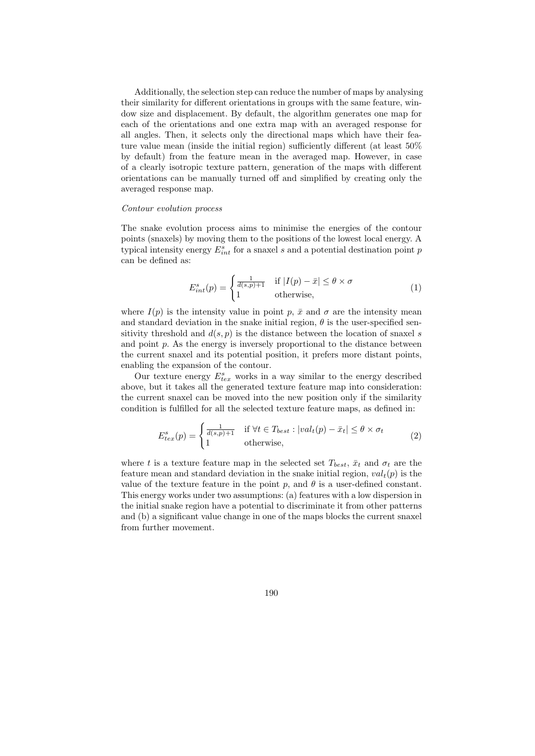Additionally, the selection step can reduce the number of maps by analysing their similarity for different orientations in groups with the same feature, window size and displacement. By default, the algorithm generates one map for each of the orientations and one extra map with an averaged response for all angles. Then, it selects only the directional maps which have their feature value mean (inside the initial region) sufficiently different (at least 50% by default) from the feature mean in the averaged map. However, in case of a clearly isotropic texture pattern, generation of the maps with different orientations can be manually turned off and simplified by creating only the averaged response map.

*Contour evolution process*

The snake evolution process aims to minimise the energies of the contour points (snaxels) by moving them to the positions of the lowest local energy. A typical intensity energy $E^s_{int}$ for a snaxel $s$ and a potential destination point $p$ can be defined as:

$$E^s_{int}(p) = \begin{cases} \frac{1}{d(s,p)+1} & \text{if } |I(p) - \bar{x}| \leq \theta \times \sigma \\ 1 & \text{otherwise,} \end{cases} \tag{1}$$

where $I(p)$ is the intensity value in point $p$, $\bar{x}$ and $\sigma$ are the intensity mean and standard deviation in the snake initial region, $\theta$ is the user-specified sensitivity threshold and $d(s,p)$ is the distance between the location of snaxel $s$ and point $p$. As the energy is inversely proportional to the distance between the current snaxel and its potential position, it prefers more distant points, enabling the expansion of the contour.

Our texture energy $E^s_{tex}$ works in a way similar to the energy described above, but it takes all the generated texture feature map into consideration: the current snaxel can be moved into the new position only if the similarity condition is fulfilled for all the selected texture feature maps, as defined in:

$$E^s_{tex}(p) = \begin{cases} \frac{1}{d(s,p)+1} & \text{if } \forall t \in T_{best} : |val_t(p) - \bar{x}_t| \leq \theta \times \sigma_t \\ 1 & \text{otherwise,} \end{cases} \tag{2}$$

where $t$ is a texture feature map in the selected set $T_{best}$, $\bar{x}_t$ and $\sigma_t$ are the feature mean and standard deviation in the snake initial region, $val_t(p)$ is the value of the texture feature in the point $p$, and $\theta$ is a user-defined constant. This energy works under two assumptions: (a) features with a low dispersion in the initial snake region have a potential to discriminate it from other patterns and (b) a significant value change in one of the maps blocks the current snaxel from further movement.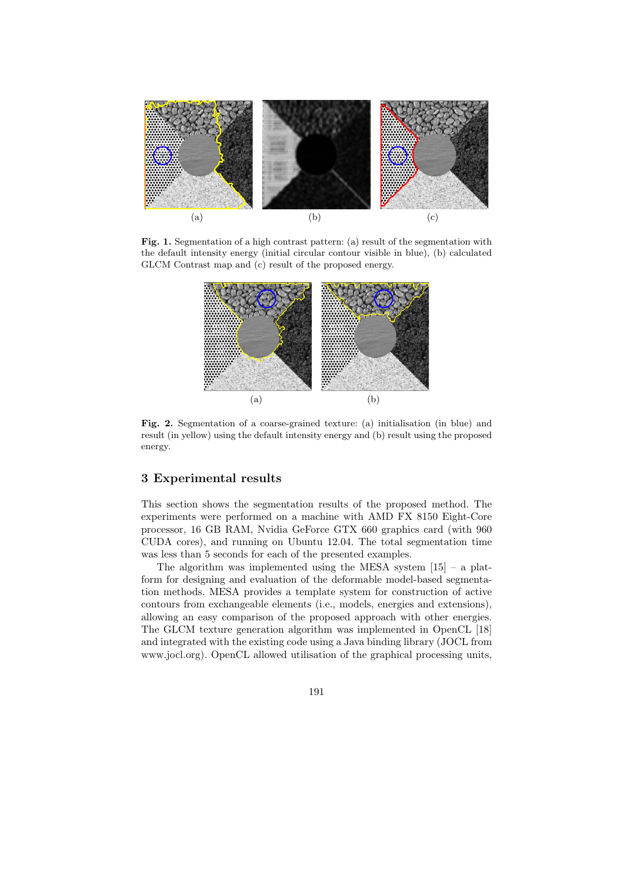(a) (b) (c)

**Fig. 1.** Segmentation of a high contrast pattern: (a) result of the segmentation with the default intensity energy (initial circular contour visible in blue), (b) calculated GLCM Contrast map and (c) result of the proposed energy.

(a) (b)

**Fig. 2.** Segmentation of a coarse-grained texture: (a) initialisation (in blue) and result (in yellow) using the default intensity energy and (b) result using the proposed energy.

## 3 Experimental results

This section shows the segmentation results of the proposed method. The experiments were performed on a machine with AMD FX 8150 Eight-Core processor, 16 GB RAM, Nvidia GeForce GTX 660 graphics card (with 960 CUDA cores), and running on Ubuntu 12.04. The total segmentation time was less than 5 seconds for each of the presented examples.

The algorithm was implemented using the MESA system [15] – a platform for designing and evaluation of the deformable model-based segmentation methods. MESA provides a template system for construction of active contours from exchangeable elements (i.e., models, energies and extensions), allowing an easy comparison of the proposed approach with other energies. The GLCM texture generation algorithm was implemented in OpenCL [18] and integrated with the existing code using a Java binding library (JOCL from www.jocl.org). OpenCL allowed utilisation of the graphical processing units,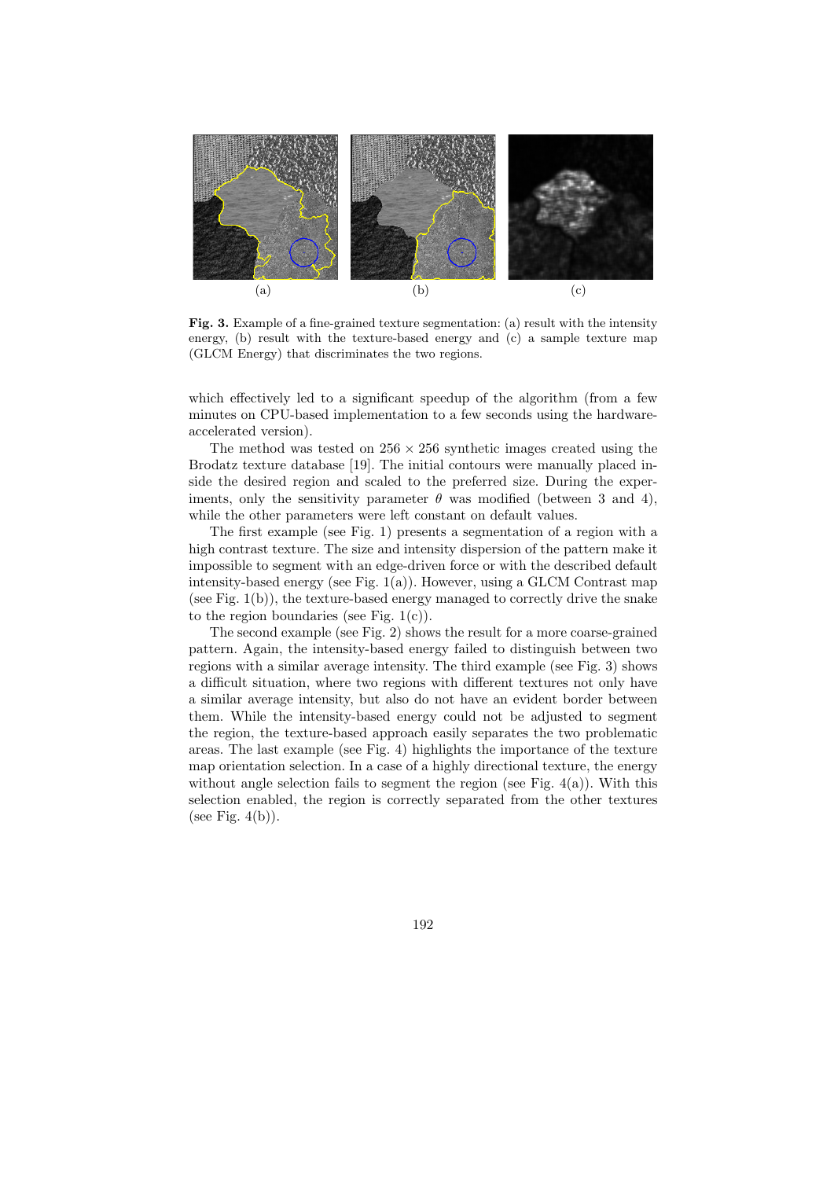(a) (b) (c)

**Fig. 3.** Example of a fine-grained texture segmentation: (a) result with the intensity energy, (b) result with the texture-based energy and (c) a sample texture map (GLCM Energy) that discriminates the two regions.

which effectively led to a significant speedup of the algorithm (from a few minutes on CPU-based implementation to a few seconds using the hardware-accelerated version).

The method was tested on $256 \times 256$ synthetic images created using the Brodatz texture database [19]. The initial contours were manually placed inside the desired region and scaled to the preferred size. During the experiments, only the sensitivity parameter $\theta$ was modified (between 3 and 4), while the other parameters were left constant on default values.

The first example (see Fig. 1) presents a segmentation of a region with a high contrast texture. The size and intensity dispersion of the pattern make it impossible to segment with an edge-driven force or with the described default intensity-based energy (see Fig. 1(a)). However, using a GLCM Contrast map (see Fig. 1(b)), the texture-based energy managed to correctly drive the snake to the region boundaries (see Fig. 1(c)).

The second example (see Fig. 2) shows the result for a more coarse-grained pattern. Again, the intensity-based energy failed to distinguish between two regions with a similar average intensity. The third example (see Fig. 3) shows a difficult situation, where two regions with different textures not only have a similar average intensity, but also do not have an evident border between them. While the intensity-based energy could not be adjusted to segment the region, the texture-based approach easily separates the two problematic areas. The last example (see Fig. 4) highlights the importance of the texture map orientation selection. In a case of a highly directional texture, the energy without angle selection fails to segment the region (see Fig. 4(a)). With this selection enabled, the region is correctly separated from the other textures (see Fig. 4(b)).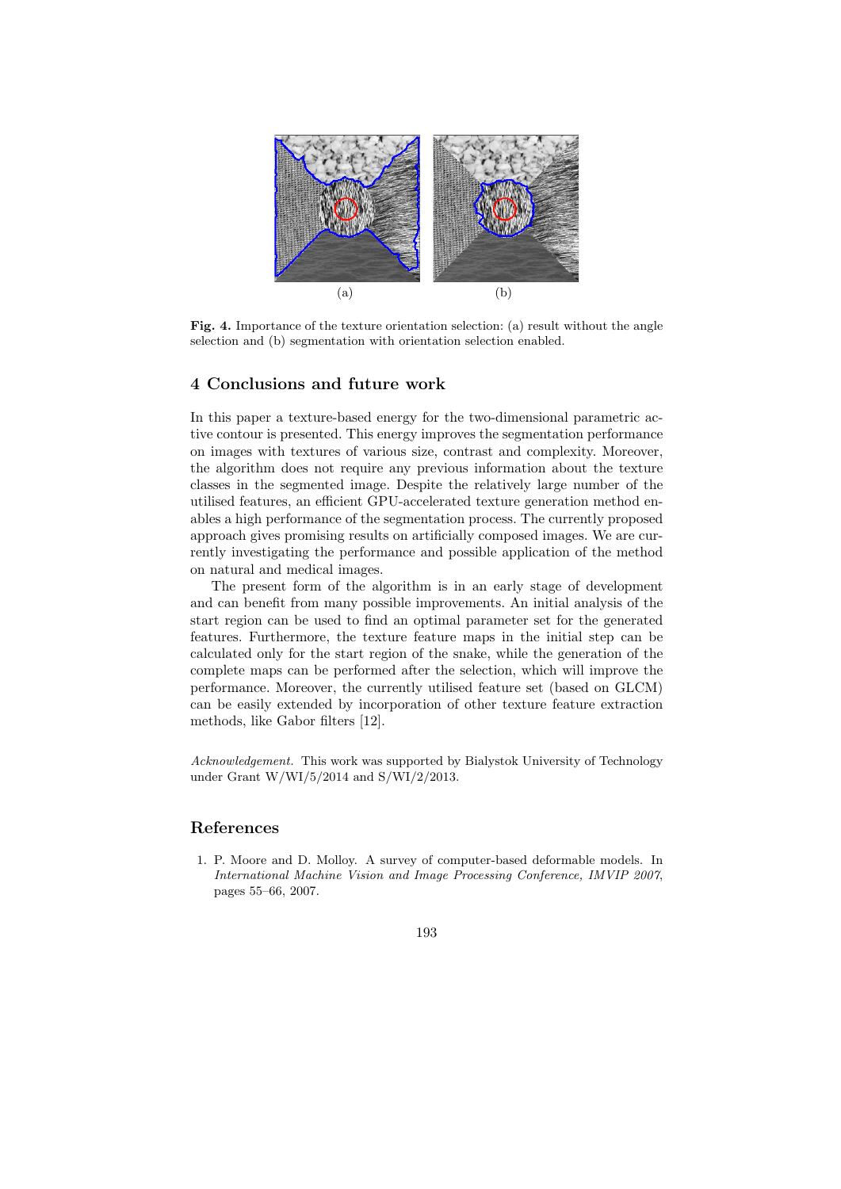(a) (b)

**Fig. 4.** Importance of the texture orientation selection: (a) result without the angle selection and (b) segmentation with orientation selection enabled.

## 4 Conclusions and future work

In this paper a texture-based energy for the two-dimensional parametric active contour is presented. This energy improves the segmentation performance on images with textures of various size, contrast and complexity. Moreover, the algorithm does not require any previous information about the texture classes in the segmented image. Despite the relatively large number of the utilised features, an efficient GPU-accelerated texture generation method enables a high performance of the segmentation process. The currently proposed approach gives promising results on artificially composed images. We are currently investigating the performance and possible application of the method on natural and medical images.

The present form of the algorithm is in an early stage of development and can benefit from many possible improvements. An initial analysis of the start region can be used to find an optimal parameter set for the generated features. Furthermore, the texture feature maps in the initial step can be calculated only for the start region of the snake, while the generation of the complete maps can be performed after the selection, which will improve the performance. Moreover, the currently utilised feature set (based on GLCM) can be easily extended by incorporation of other texture feature extraction methods, like Gabor filters [12].

*Acknowledgement.* This work was supported by Bialystok University of Technology under Grant W/WI/5/2014 and S/WI/2/2013.

## References

1. P. Moore and D. Molloy. A survey of computer-based deformable models. In *International Machine Vision and Image Processing Conference, IMVIP 2007*, pages 55–66, 2007.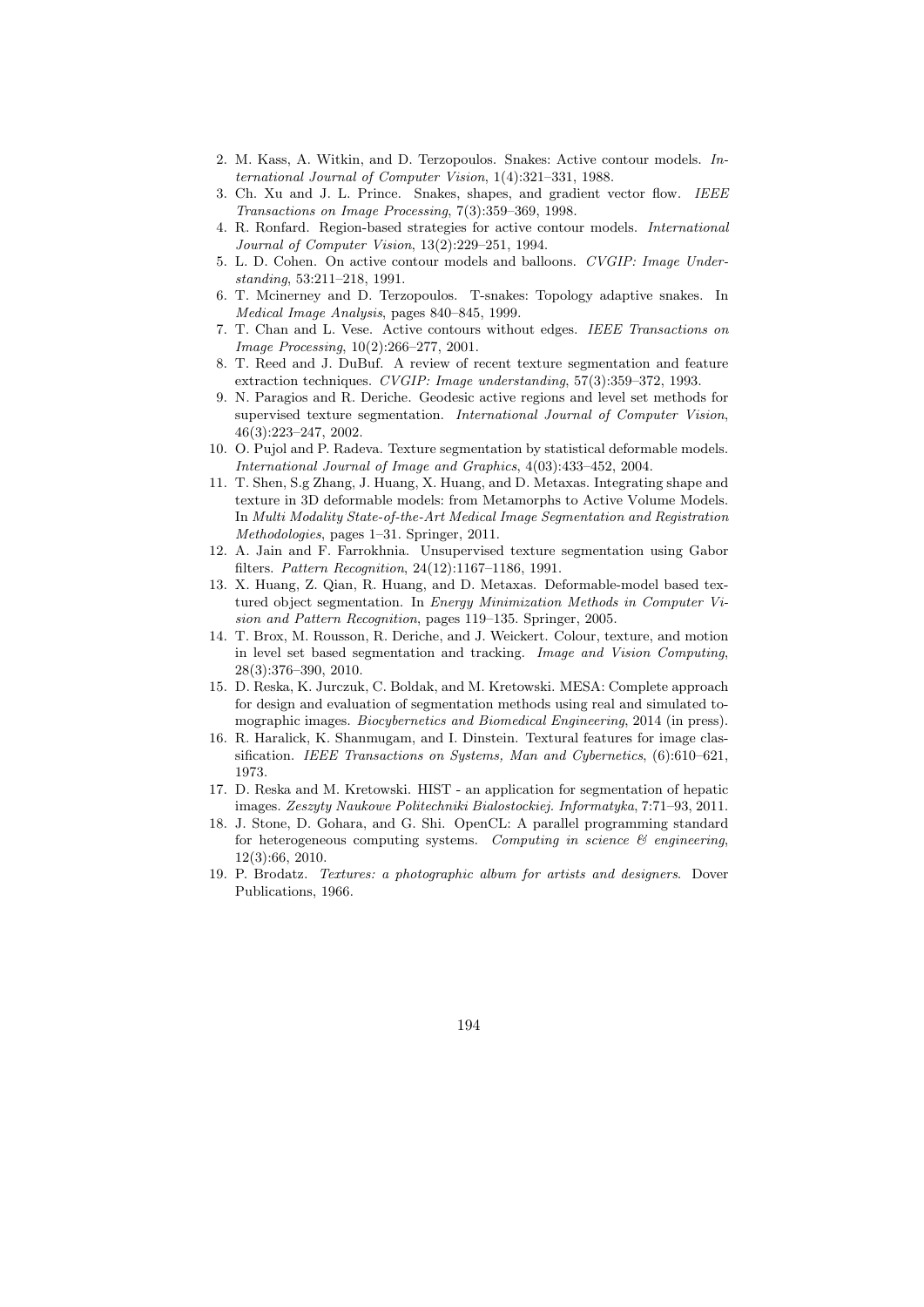2. M. Kass, A. Witkin, and D. Terzopoulos. Snakes: Active contour models. *International Journal of Computer Vision*, 1(4):321–331, 1988.
3. Ch. Xu and J. L. Prince. Snakes, shapes, and gradient vector flow. *IEEE Transactions on Image Processing*, 7(3):359–369, 1998.
4. R. Ronfard. Region-based strategies for active contour models. *International Journal of Computer Vision*, 13(2):229–251, 1994.
5. L. D. Cohen. On active contour models and balloons. *CVGIP: Image Understanding*, 53:211–218, 1991.
6. T. Mcinerney and D. Terzopoulos. T-snakes: Topology adaptive snakes. In *Medical Image Analysis*, pages 840–845, 1999.
7. T. Chan and L. Vese. Active contours without edges. *IEEE Transactions on Image Processing*, 10(2):266–277, 2001.
8. T. Reed and J. DuBuf. A review of recent texture segmentation and feature extraction techniques. *CVGIP: Image understanding*, 57(3):359–372, 1993.
9. N. Paragios and R. Deriche. Geodesic active regions and level set methods for supervised texture segmentation. *International Journal of Computer Vision*, 46(3):223–247, 2002.
10. O. Pujol and P. Radeva. Texture segmentation by statistical deformable models. *International Journal of Image and Graphics*, 4(03):433–452, 2004.
11. T. Shen, S.g Zhang, J. Huang, X. Huang, and D. Metaxas. Integrating shape and texture in 3D deformable models: from Metamorphs to Active Volume Models. In *Multi Modality State-of-the-Art Medical Image Segmentation and Registration Methodologies*, pages 1–31. Springer, 2011.
12. A. Jain and F. Farrokhnia. Unsupervised texture segmentation using Gabor filters. *Pattern Recognition*, 24(12):1167–1186, 1991.
13. X. Huang, Z. Qian, R. Huang, and D. Metaxas. Deformable-model based textured object segmentation. In *Energy Minimization Methods in Computer Vision and Pattern Recognition*, pages 119–135. Springer, 2005.
14. T. Brox, M. Rousson, R. Deriche, and J. Weickert. Colour, texture, and motion in level set based segmentation and tracking. *Image and Vision Computing*, 28(3):376–390, 2010.
15. D. Reska, K. Jurczuk, C. Boldak, and M. Kretowski. MESA: Complete approach for design and evaluation of segmentation methods using real and simulated tomographic images. *Biocybernetics and Biomedical Engineering*, 2014 (in press).
16. R. Haralick, K. Shanmugam, and I. Dinstein. Textural features for image classification. *IEEE Transactions on Systems, Man and Cybernetics*, (6):610–621, 1973.
17. D. Reska and M. Kretowski. HIST - an application for segmentation of hepatic images. *Zeszyty Naukowe Politechniki Bialostockiej. Informatyka*, 7:71–93, 2011.
18. J. Stone, D. Gohara, and G. Shi. OpenCL: A parallel programming standard for heterogeneous computing systems. *Computing in science & engineering*, 12(3):66, 2010.
19. P. Brodatz. *Textures: a photographic album for artists and designers*. Dover Publications, 1966.